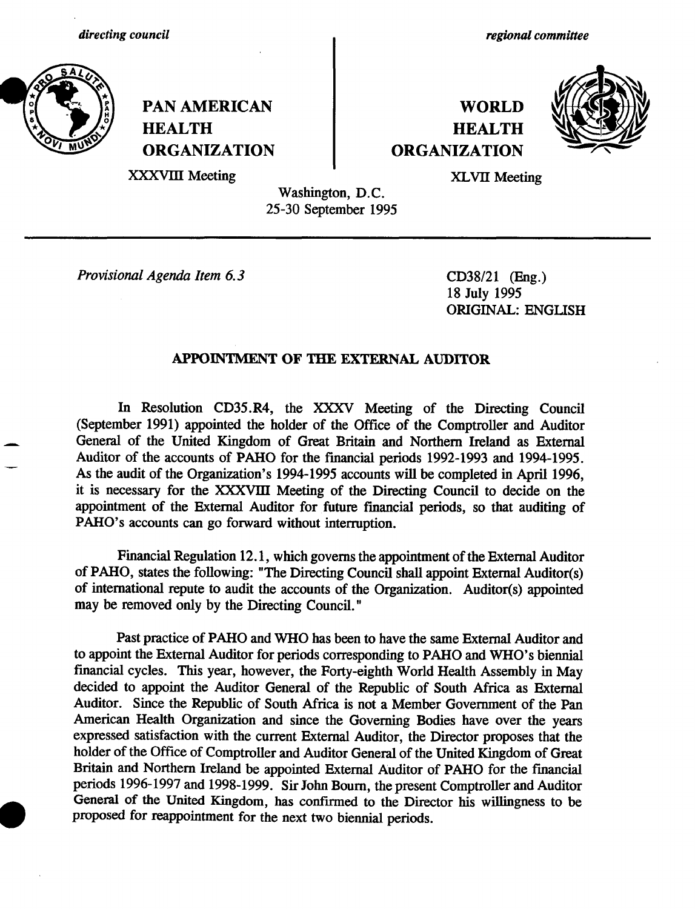*directing council* | *regional committee*

**PAN AMERICAN HEALTH ORGANIZATION** | **WORLD HEALTH ORGANIZATION**

XXXVIII Meeting | XLVII Meeting

Washington, D.C.
25-30 September 1995

*Provisional Agenda Item 6.3*

CD38/21 (Eng.)
18 July 1995
ORIGINAL: ENGLISH

## APPOINTMENT OF THE EXTERNAL AUDITOR

In Resolution CD35.R4, the XXXV Meeting of the Directing Council (September 1991) appointed the holder of the Office of the Comptroller and Auditor General of the United Kingdom of Great Britain and Northern Ireland as External Auditor of the accounts of PAHO for the financial periods 1992-1993 and 1994-1995. As the audit of the Organization's 1994-1995 accounts will be completed in April 1996, it is necessary for the XXXVIII Meeting of the Directing Council to decide on the appointment of the External Auditor for future financial periods, so that auditing of PAHO's accounts can go forward without interruption.

Financial Regulation 12.1, which governs the appointment of the External Auditor of PAHO, states the following: "The Directing Council shall appoint External Auditor(s) of international repute to audit the accounts of the Organization. Auditor(s) appointed may be removed only by the Directing Council."

Past practice of PAHO and WHO has been to have the same External Auditor and to appoint the External Auditor for periods corresponding to PAHO and WHO's biennial financial cycles. This year, however, the Forty-eighth World Health Assembly in May decided to appoint the Auditor General of the Republic of South Africa as External Auditor. Since the Republic of South Africa is not a Member Government of the Pan American Health Organization and since the Governing Bodies have over the years expressed satisfaction with the current External Auditor, the Director proposes that the holder of the Office of Comptroller and Auditor General of the United Kingdom of Great Britain and Northern Ireland be appointed External Auditor of PAHO for the financial periods 1996-1997 and 1998-1999. Sir John Bourn, the present Comptroller and Auditor General of the United Kingdom, has confirmed to the Director his willingness to be proposed for reappointment for the next two biennial periods.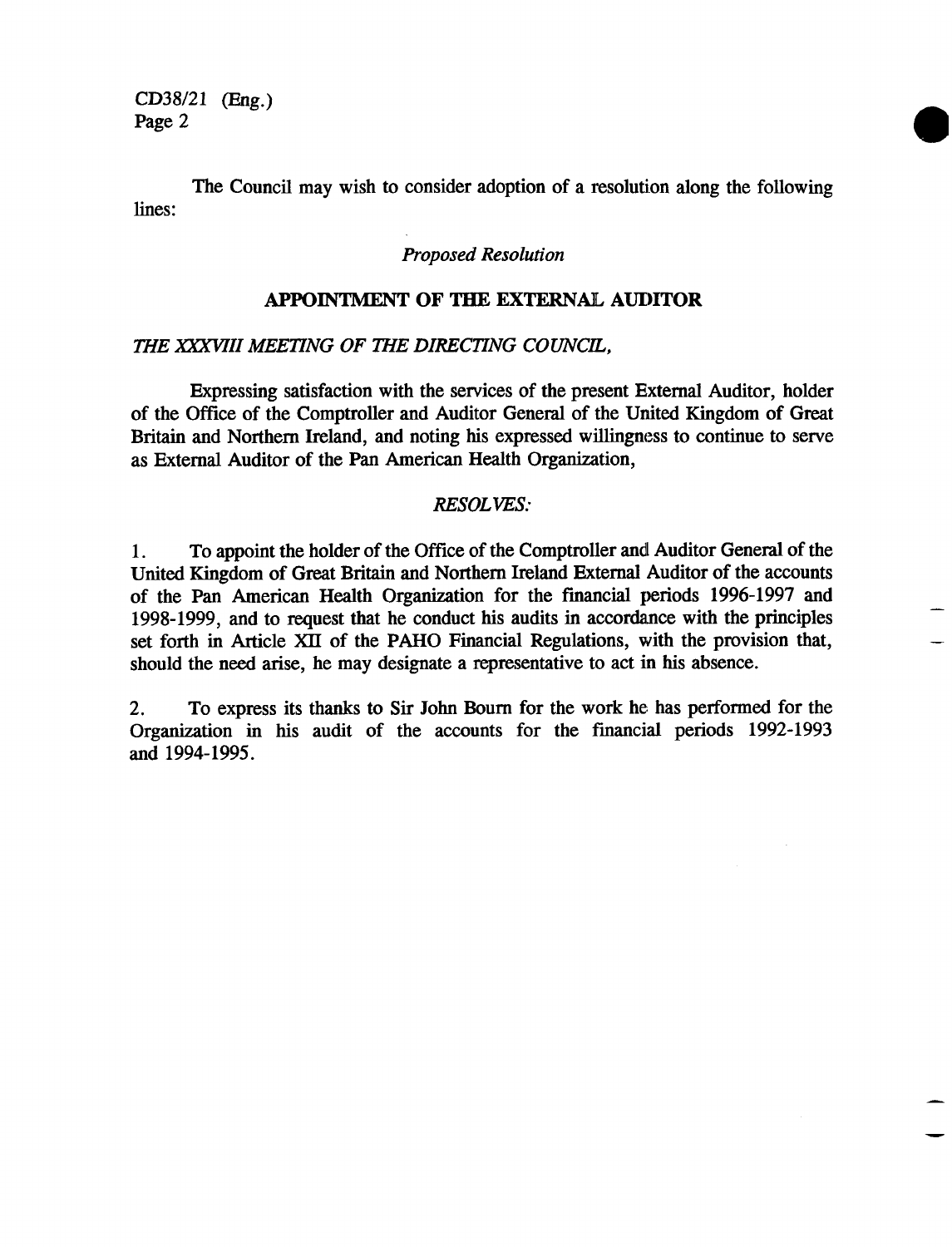The Council may wish to consider adoption of a resolution along the following lines:

*Proposed Resolution*

## APPOINTMENT OF THE EXTERNAL AUDITOR

*THE XXXVIII MEETING OF THE DIRECTING COUNCIL,*

Expressing satisfaction with the services of the present External Auditor, holder of the Office of the Comptroller and Auditor General of the United Kingdom of Great Britain and Northern Ireland, and noting his expressed willingness to continue to serve as External Auditor of the Pan American Health Organization,

*RESOLVES:*

1. To appoint the holder of the Office of the Comptroller and Auditor General of the United Kingdom of Great Britain and Northern Ireland External Auditor of the accounts of the Pan American Health Organization for the financial periods 1996-1997 and 1998-1999, and to request that he conduct his audits in accordance with the principles set forth in Article XII of the PAHO Financial Regulations, with the provision that, should the need arise, he may designate a representative to act in his absence.

2. To express its thanks to Sir John Bourn for the work he has performed for the Organization in his audit of the accounts for the financial periods 1992-1993 and 1994-1995.